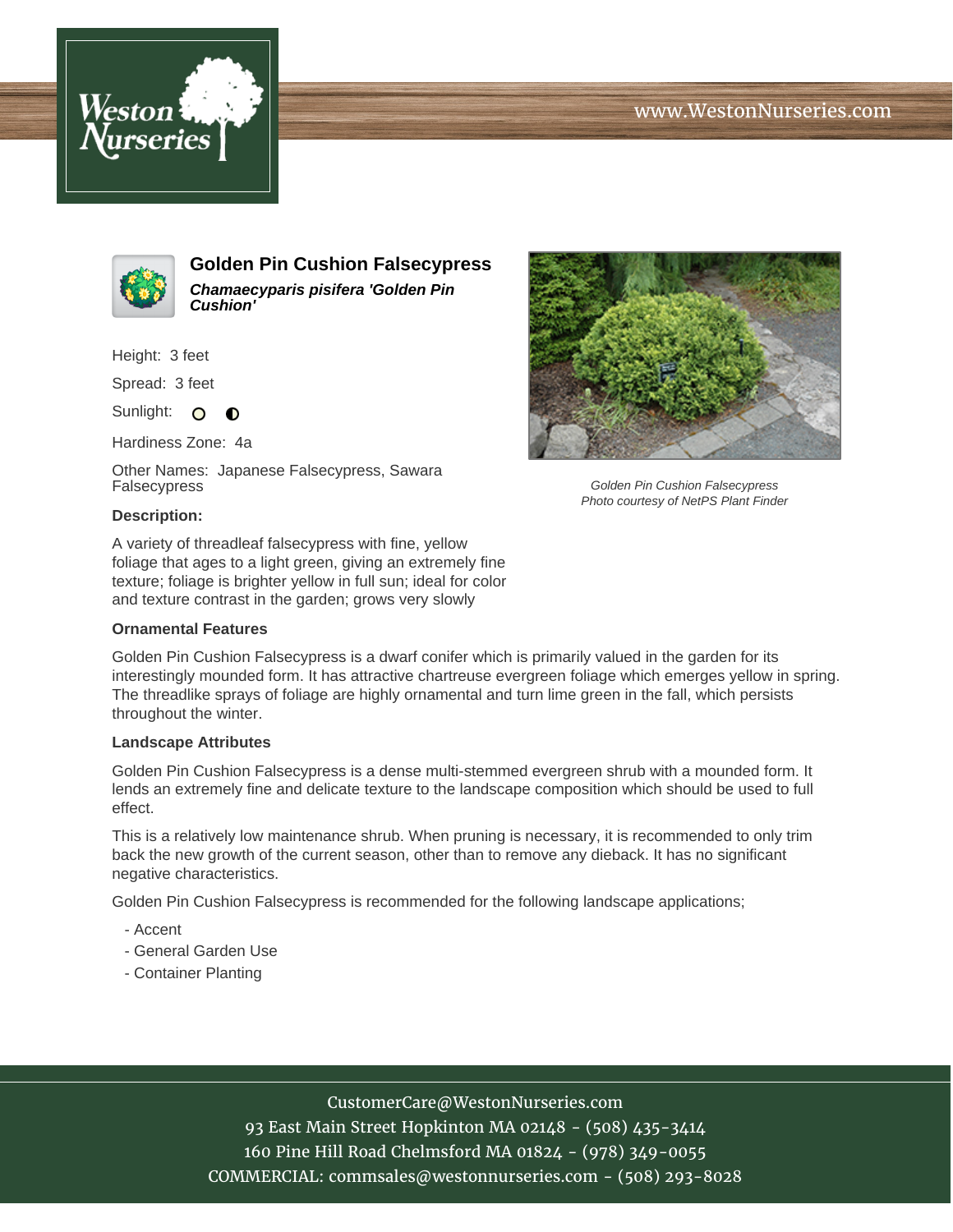# Golden Pin Cushion Falsecypress

***Chamaecyparis pisifera 'Golden Pin Cushion'***

Height: 3 feet

Spread: 3 feet

Sunlight:

Hardiness Zone: 4a

Other Names: Japanese Falsecypress, Sawara Falsecypress

Golden Pin Cushion Falsecypress
Photo courtesy of NetPS Plant Finder

**Description:**

A variety of threadleaf falsecypress with fine, yellow foliage that ages to a light green, giving an extremely fine texture; foliage is brighter yellow in full sun; ideal for color and texture contrast in the garden; grows very slowly

**Ornamental Features**

Golden Pin Cushion Falsecypress is a dwarf conifer which is primarily valued in the garden for its interestingly mounded form. It has attractive chartreuse evergreen foliage which emerges yellow in spring. The threadlike sprays of foliage are highly ornamental and turn lime green in the fall, which persists throughout the winter.

**Landscape Attributes**

Golden Pin Cushion Falsecypress is a dense multi-stemmed evergreen shrub with a mounded form. It lends an extremely fine and delicate texture to the landscape composition which should be used to full effect.

This is a relatively low maintenance shrub. When pruning is necessary, it is recommended to only trim back the new growth of the current season, other than to remove any dieback. It has no significant negative characteristics.

Golden Pin Cushion Falsecypress is recommended for the following landscape applications;

- Accent
- General Garden Use
- Container Planting

CustomerCare@WestonNurseries.com
93 East Main Street Hopkinton MA 02148 - (508) 435-3414
160 Pine Hill Road Chelmsford MA 01824 - (978) 349-0055
COMMERCIAL: commsales@westonnurseries.com - (508) 293-8028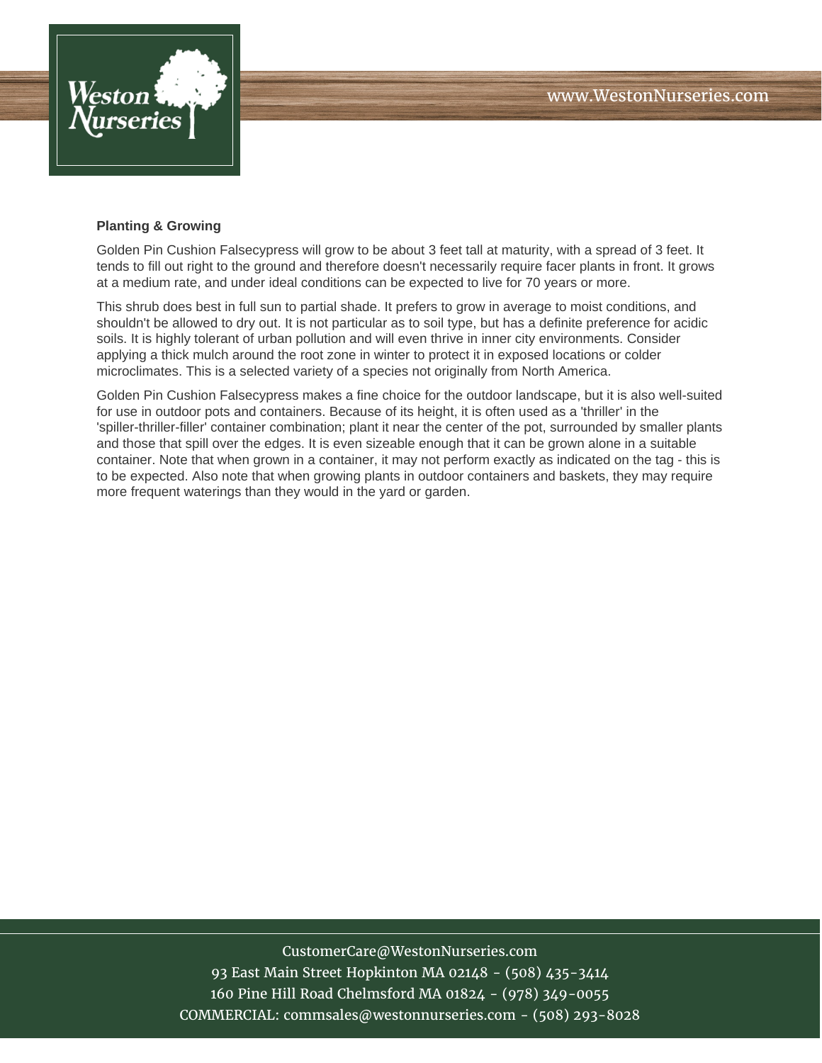**Planting & Growing**

Golden Pin Cushion Falsecypress will grow to be about 3 feet tall at maturity, with a spread of 3 feet. It tends to fill out right to the ground and therefore doesn't necessarily require facer plants in front. It grows at a medium rate, and under ideal conditions can be expected to live for 70 years or more.

This shrub does best in full sun to partial shade. It prefers to grow in average to moist conditions, and shouldn't be allowed to dry out. It is not particular as to soil type, but has a definite preference for acidic soils. It is highly tolerant of urban pollution and will even thrive in inner city environments. Consider applying a thick mulch around the root zone in winter to protect it in exposed locations or colder microclimates. This is a selected variety of a species not originally from North America.

Golden Pin Cushion Falsecypress makes a fine choice for the outdoor landscape, but it is also well-suited for use in outdoor pots and containers. Because of its height, it is often used as a 'thriller' in the 'spiller-thriller-filler' container combination; plant it near the center of the pot, surrounded by smaller plants and those that spill over the edges. It is even sizeable enough that it can be grown alone in a suitable container. Note that when grown in a container, it may not perform exactly as indicated on the tag - this is to be expected. Also note that when growing plants in outdoor containers and baskets, they may require more frequent waterings than they would in the yard or garden.